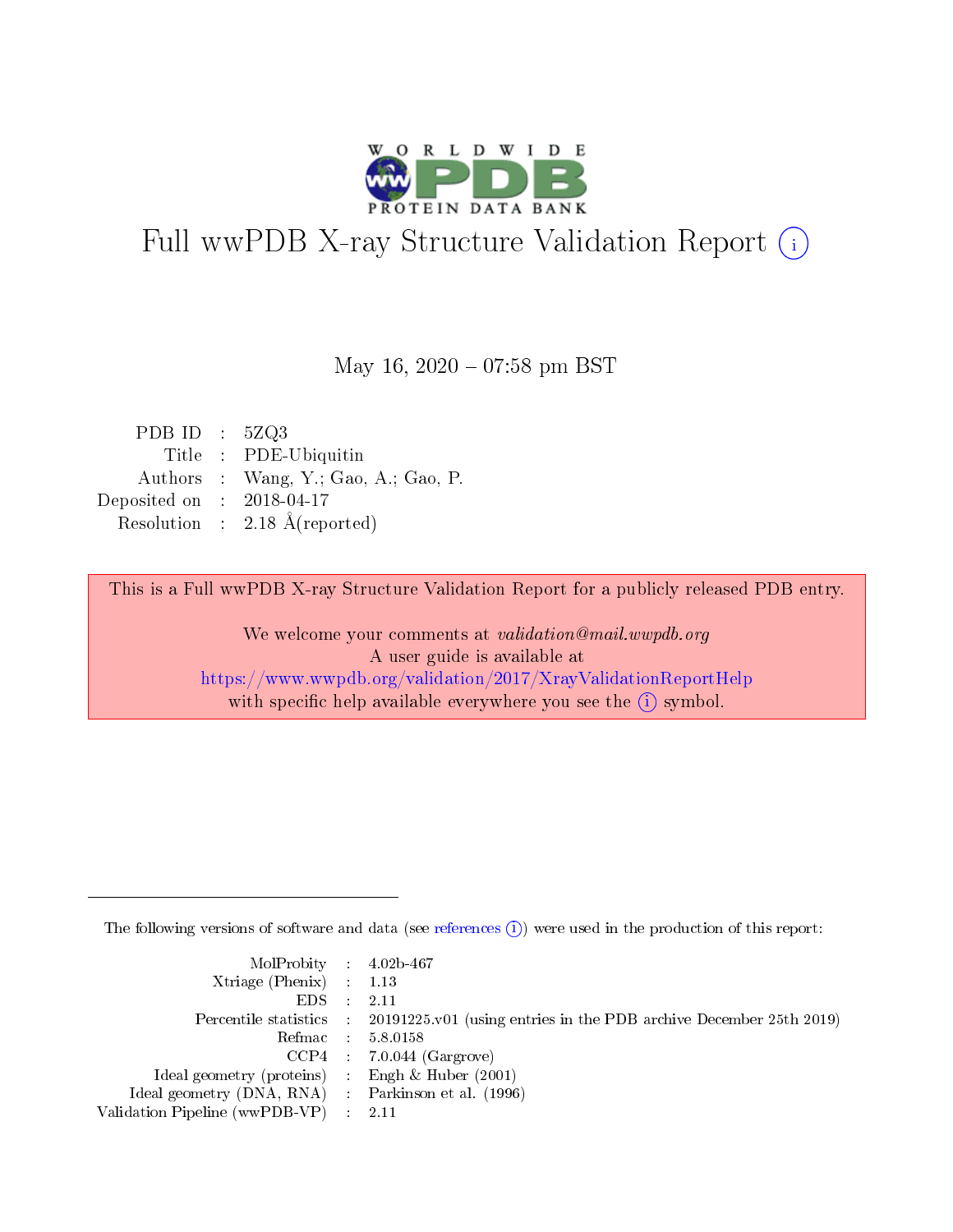# Full wwPDB X-ray Structure Validation Report (i)

May 16, 2020 – 07:58 pm BST

| | | |
|---|---|---|
| PDB ID | : | 5ZQ3 |
| Title | : | PDE-Ubiquitin |
| Authors | : | Wang, Y.; Gao, A.; Gao, P. |
| Deposited on | : | 2018-04-17 |
| Resolution | : | 2.18 Å(reported) |

This is a Full wwPDB X-ray Structure Validation Report for a publicly released PDB entry.

We welcome your comments at *validation@mail.wwpdb.org*
A user guide is available at
https://www.wwpdb.org/validation/2017/XrayValidationReportHelp
with specific help available everywhere you see the (i) symbol.

---

The following versions of software and data (see references (i)) were used in the production of this report:

| | | |
|---|---|---|
| MolProbity | : | 4.02b-467 |
| Xtriage (Phenix) | : | 1.13 |
| EDS | : | 2.11 |
| Percentile statistics | : | 20191225.v01 (using entries in the PDB archive December 25th 2019) |
| Refmac | : | 5.8.0158 |
| CCP4 | : | 7.0.044 (Gargrove) |
| Ideal geometry (proteins) | : | Engh & Huber (2001) |
| Ideal geometry (DNA, RNA) | : | Parkinson et al. (1996) |
| Validation Pipeline (wwPDB-VP) | : | 2.11 |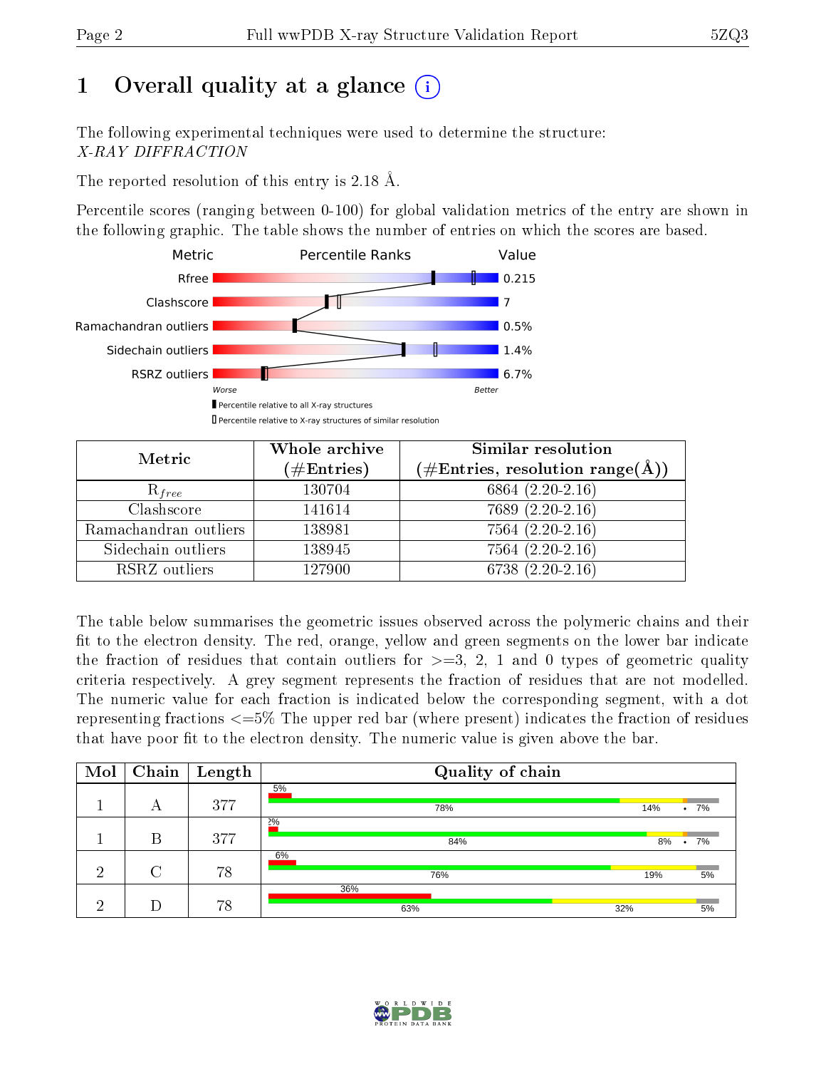# 1 Overall quality at a glance (i)

The following experimental techniques were used to determine the structure:
*X-RAY DIFFRACTION*

The reported resolution of this entry is 2.18 Å.

Percentile scores (ranging between 0-100) for global validation metrics of the entry are shown in the following graphic. The table shows the number of entries on which the scores are based.

| Metric | Value |
|---|---|
| Rfree | 0.215 |
| Clashscore | 7 |
| Ramachandran outliers | 0.5% |
| Sidechain outliers | 1.4% |
| RSRZ outliers | 6.7% |

Worse — Better

▮ Percentile relative to all X-ray structures
▯ Percentile relative to X-ray structures of similar resolution

| Metric | Whole archive (#Entries) | Similar resolution (#Entries, resolution range(Å)) |
|---|---|---|
| $R_{free}$ | 130704 | 6864 (2.20-2.16) |
| Clashscore | 141614 | 7689 (2.20-2.16) |
| Ramachandran outliers | 138981 | 7564 (2.20-2.16) |
| Sidechain outliers | 138945 | 7564 (2.20-2.16) |
| RSRZ outliers | 127900 | 6738 (2.20-2.16) |

The table below summarises the geometric issues observed across the polymeric chains and their fit to the electron density. The red, orange, yellow and green segments on the lower bar indicate the fraction of residues that contain outliers for >=3, 2, 1 and 0 types of geometric quality criteria respectively. A grey segment represents the fraction of residues that are not modelled. The numeric value for each fraction is indicated below the corresponding segment, with a dot representing fractions <=5% The upper red bar (where present) indicates the fraction of residues that have poor fit to the electron density. The numeric value is given above the bar.

| Mol | Chain | Length | Quality of chain |
|---|---|---|---|
| 1 | A | 377 | 5% / 78% · 14% · • · 7% |
| 1 | B | 377 | 2% / 84% · 8% · • · 7% |
| 2 | C | 78 | 6% / 76% · 19% · 5% |
| 2 | D | 78 | 36% / 63% · 32% · 5% |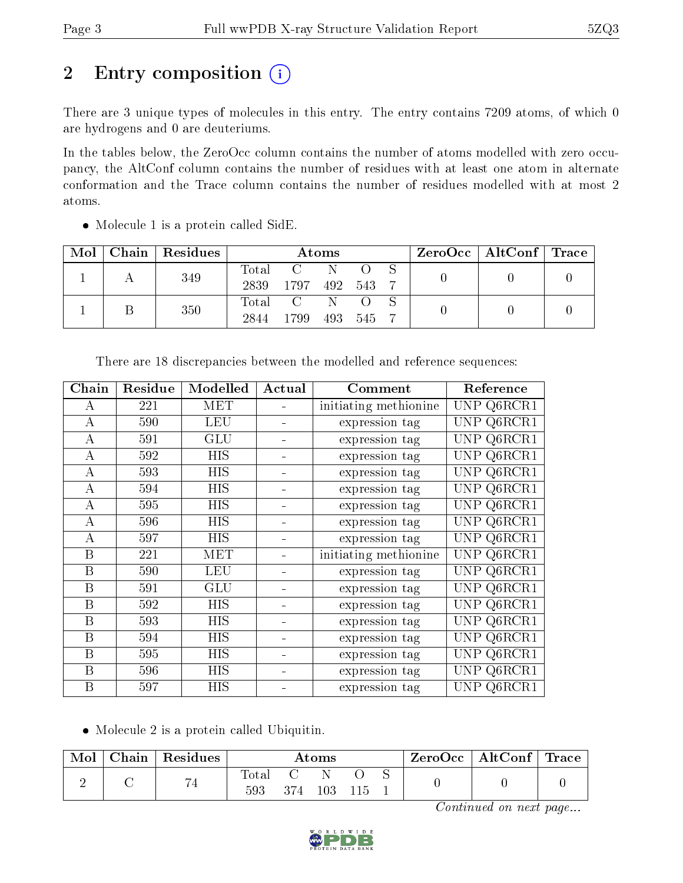## 2 Entry composition (i)

There are 3 unique types of molecules in this entry. The entry contains 7209 atoms, of which 0 are hydrogens and 0 are deuteriums.

In the tables below, the ZeroOcc column contains the number of atoms modelled with zero occupancy, the AltConf column contains the number of residues with at least one atom in alternate conformation and the Trace column contains the number of residues modelled with at most 2 atoms.

- Molecule 1 is a protein called SidE.

| Mol | Chain | Residues | Atoms | | | | | ZeroOcc | AltConf | Trace |
|---|---|---|---|---|---|---|---|---|---|---|
| 1 | A | 349 | Total<br>2839 | C<br>1797 | N<br>492 | O<br>543 | S<br>7 | 0 | 0 | 0 |
| 1 | B | 350 | Total<br>2844 | C<br>1799 | N<br>493 | O<br>545 | S<br>7 | 0 | 0 | 0 |

There are 18 discrepancies between the modelled and reference sequences:

| Chain | Residue | Modelled | Actual | Comment | Reference |
|---|---|---|---|---|---|
| A | 221 | MET | - | initiating methionine | UNP Q6RCR1 |
| A | 590 | LEU | - | expression tag | UNP Q6RCR1 |
| A | 591 | GLU | - | expression tag | UNP Q6RCR1 |
| A | 592 | HIS | - | expression tag | UNP Q6RCR1 |
| A | 593 | HIS | - | expression tag | UNP Q6RCR1 |
| A | 594 | HIS | - | expression tag | UNP Q6RCR1 |
| A | 595 | HIS | - | expression tag | UNP Q6RCR1 |
| A | 596 | HIS | - | expression tag | UNP Q6RCR1 |
| A | 597 | HIS | - | expression tag | UNP Q6RCR1 |
| B | 221 | MET | - | initiating methionine | UNP Q6RCR1 |
| B | 590 | LEU | - | expression tag | UNP Q6RCR1 |
| B | 591 | GLU | - | expression tag | UNP Q6RCR1 |
| B | 592 | HIS | - | expression tag | UNP Q6RCR1 |
| B | 593 | HIS | - | expression tag | UNP Q6RCR1 |
| B | 594 | HIS | - | expression tag | UNP Q6RCR1 |
| B | 595 | HIS | - | expression tag | UNP Q6RCR1 |
| B | 596 | HIS | - | expression tag | UNP Q6RCR1 |
| B | 597 | HIS | - | expression tag | UNP Q6RCR1 |

- Molecule 2 is a protein called Ubiquitin.

| Mol | Chain | Residues | Atoms | | | | | ZeroOcc | AltConf | Trace |
|---|---|---|---|---|---|---|---|---|---|---|
| 2 | C | 74 | Total<br>593 | C<br>374 | N<br>103 | O<br>115 | S<br>1 | 0 | 0 | 0 |

*Continued on next page...*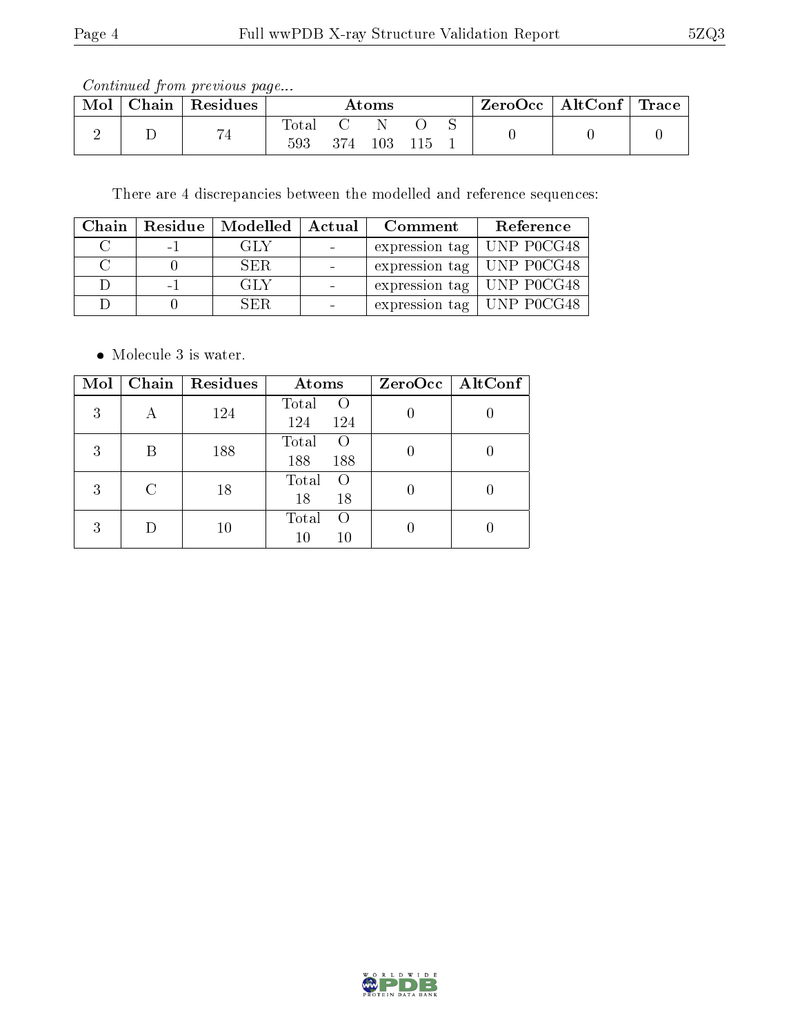*Continued from previous page...*

| Mol | Chain | Residues | Atoms | | | | | ZeroOcc | AltConf | Trace |
|---|---|---|---|---|---|---|---|---|---|---|
| 2 | D | 74 | Total 593 | C 374 | N 103 | O 115 | S 1 | 0 | 0 | 0 |

There are 4 discrepancies between the modelled and reference sequences:

| Chain | Residue | Modelled | Actual | Comment | Reference |
|---|---|---|---|---|---|
| C | -1 | GLY | - | expression tag | UNP P0CG48 |
| C | 0 | SER | - | expression tag | UNP P0CG48 |
| D | -1 | GLY | - | expression tag | UNP P0CG48 |
| D | 0 | SER | - | expression tag | UNP P0CG48 |

- Molecule 3 is water.

| Mol | Chain | Residues | Atoms | | ZeroOcc | AltConf |
|---|---|---|---|---|---|---|
| 3 | A | 124 | Total 124 | O 124 | 0 | 0 |
| 3 | B | 188 | Total 188 | O 188 | 0 | 0 |
| 3 | C | 18 | Total 18 | O 18 | 0 | 0 |
| 3 | D | 10 | Total 10 | O 10 | 0 | 0 |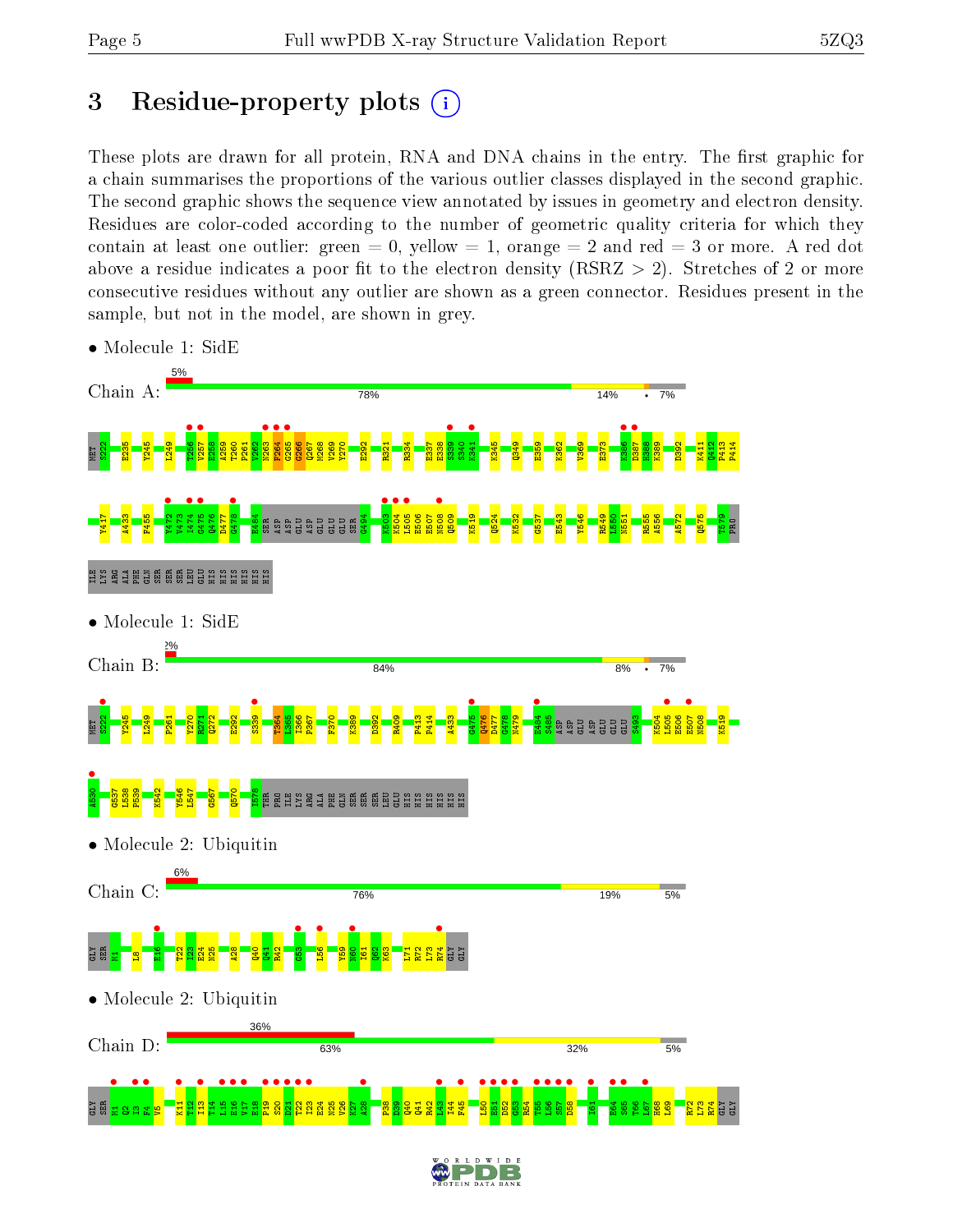# 3 Residue-property plots

These plots are drawn for all protein, RNA and DNA chains in the entry. The first graphic for a chain summarises the proportions of the various outlier classes displayed in the second graphic. The second graphic shows the sequence view annotated by issues in geometry and electron density. Residues are color-coded according to the number of geometric quality criteria for which they contain at least one outlier: green = 0, yellow = 1, orange = 2 and red = 3 or more. A red dot above a residue indicates a poor fit to the electron density (RSRZ > 2). Stretches of 2 or more consecutive residues without any outlier are shown as a green connector. Residues present in the sample, but not in the model, are shown in grey.

- Molecule 1: SideE

Chain A: 5% | 78% | 14% | • | 7%

MET S222 E235 Y245 L249 T256 V257 E258 A259 T260 P261 V262 M263 F264 G265 Q266 Q267 M268 V269 Y270 E292 R321 R334 E337 E338 S339 S340 K341 K345 Q349 E359 K362 V369 E373 K386 D387 H388 K389 D392 K411 Q412 P413 P414 Y417 A433 F455 Y472 V473 I474 G475 Q476 D477 G478 E484 SER ASP ASP GLU ASP GLU GLU SER G494 K503 K504 L505 E506 E507 N508 Q509 K519 Q524 K532 G537 E543 Y546 R549 L550 N551 R555 A556 A572 Q575 T579 PRO ILE LYS ARG ALA PHE GLN SER SER SER LEU GLU HIS HIS HIS HIS HIS HIS

- Molecule 1: SideE

Chain B: 2% | 84% | 8% | • | 7%

MET S222 Y245 L249 P261 Y270 R271 Q272 E292 S339 T364 I365 I366 P367 F370 K389 D392 R409 P413 P414 A433 G475 Q476 D477 G478 N479 E484 S485 ASP GLU ASP GLU GLU GLU S493 K504 L505 E506 E507 N508 K519 A530 G537 L538 P539 K542 Y546 L547 G567 Q570 I578 THR PRO ILE LYS ARG ALA PHE GLN SER SER SER LEU GLU HIS HIS HIS HIS HIS HIS

- Molecule 2: Ubiquitin

Chain C: 6% | 76% | 19% | 5%

GLY SER M1 L8 E16 T22 I23 E24 N25 A28 Q40 Q41 R42 G53 L56 Y59 N60 I61 Q62 K63 L71 R72 L73 R74 GLY GLY

- Molecule 2: Ubiquitin

Chain D: 36% | 63% | 32% | 5%

GLY SER M1 Q2 I3 F4 V5 K11 T12 I13 T14 L15 E16 V17 E18 P19 S20 D21 T22 I23 E24 N25 V26 K27 A28 P38 D39 Q40 Q41 R42 L43 I44 F45 L50 E51 D52 G53 R54 T55 L56 S57 D58 I61 K64 E65 S65 T66 L67 H68 L69 R72 L73 R74 GLY GLY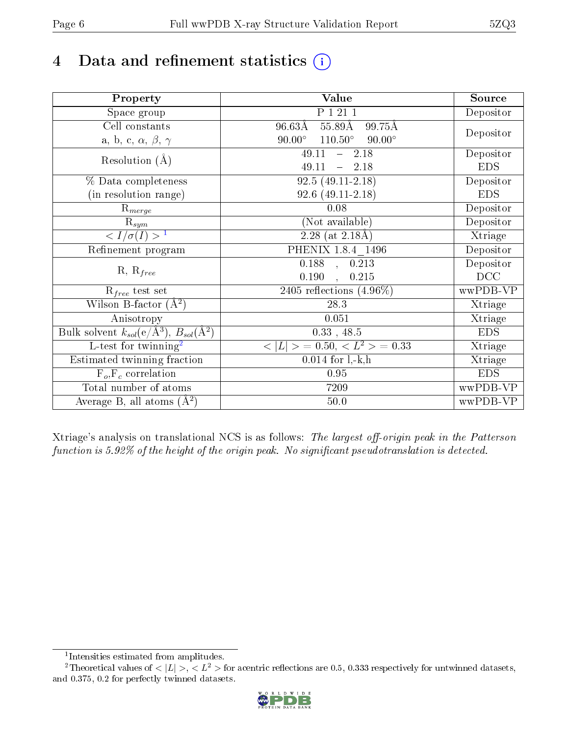# 4 Data and refinement statistics

| Property | Value | Source |
|---|---|---|
| Space group | P 1 21 1 | Depositor |
| Cell constants<br>a, b, c, $\alpha$, $\beta$, $\gamma$ | 96.63Å 55.89Å 99.75Å<br>90.00° 110.50° 90.00° | Depositor |
| Resolution (Å) | 49.11 – 2.18<br>49.11 – 2.18 | Depositor<br>EDS |
| % Data completeness<br>(in resolution range) | 92.5 (49.11-2.18)<br>92.6 (49.11-2.18) | Depositor<br>EDS |
| $R_{merge}$ | 0.08 | Depositor |
| $R_{sym}$ | (Not available) | Depositor |
| $< I/\sigma(I) >$ [1] | 2.28 (at 2.18Å) | Xtriage |
| Refinement program | PHENIX 1.8.4_1496 | Depositor |
| R, $R_{free}$ | 0.188 , 0.213<br>0.190 , 0.215 | Depositor<br>DCC |
| $R_{free}$ test set | 2405 reflections (4.96%) | wwPDB-VP |
| Wilson B-factor (Å$^2$) | 28.3 | Xtriage |
| Anisotropy | 0.051 | Xtriage |
| Bulk solvent $k_{sol}$(e/Å$^3$), $B_{sol}$(Å$^2$) | 0.33 , 48.5 | EDS |
| L-test for twinning[2] | $< \|L\| >$ = 0.50, $< L^2 >$ = 0.33 | Xtriage |
| Estimated twinning fraction | 0.014 for l,-k,h | Xtriage |
| $F_o$,$F_c$ correlation | 0.95 | EDS |
| Total number of atoms | 7209 | wwPDB-VP |
| Average B, all atoms (Å$^2$) | 50.0 | wwPDB-VP |

Xtriage's analysis on translational NCS is as follows: *The largest off-origin peak in the Patterson function is 5.92% of the height of the origin peak. No significant pseudotranslation is detected.*

[1] Intensities estimated from amplitudes.

[2] Theoretical values of $< |L| >$, $< L^2 >$ for acentric reflections are 0.5, 0.333 respectively for untwinned datasets, and 0.375, 0.2 for perfectly twinned datasets.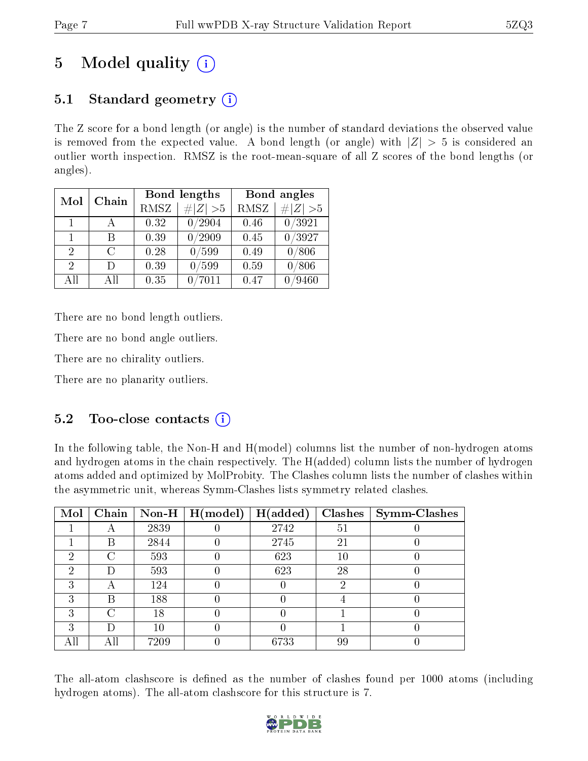# 5 Model quality (i)

## 5.1 Standard geometry (i)

The Z score for a bond length (or angle) is the number of standard deviations the observed value is removed from the expected value. A bond length (or angle) with $|Z| > 5$ is considered an outlier worth inspection. RMSZ is the root-mean-square of all Z scores of the bond lengths (or angles).

| Mol | Chain | Bond lengths | | Bond angles | |
|---|---|---|---|---|---|
| | | RMSZ | #$\|Z\|$ >5 | RMSZ | #$\|Z\|$ >5 |
| 1 | A | 0.32 | 0/2904 | 0.46 | 0/3921 |
| 1 | B | 0.39 | 0/2909 | 0.45 | 0/3927 |
| 2 | C | 0.28 | 0/599 | 0.49 | 0/806 |
| 2 | D | 0.39 | 0/599 | 0.59 | 0/806 |
| All | All | 0.35 | 0/7011 | 0.47 | 0/9460 |

There are no bond length outliers.

There are no bond angle outliers.

There are no chirality outliers.

There are no planarity outliers.

## 5.2 Too-close contacts (i)

In the following table, the Non-H and H(model) columns list the number of non-hydrogen atoms and hydrogen atoms in the chain respectively. The H(added) column lists the number of hydrogen atoms added and optimized by MolProbity. The Clashes column lists the number of clashes within the asymmetric unit, whereas Symm-Clashes lists symmetry related clashes.

| Mol | Chain | Non-H | H(model) | H(added) | Clashes | Symm-Clashes |
|---|---|---|---|---|---|---|
| 1 | A | 2839 | 0 | 2742 | 51 | 0 |
| 1 | B | 2844 | 0 | 2745 | 21 | 0 |
| 2 | C | 593 | 0 | 623 | 10 | 0 |
| 2 | D | 593 | 0 | 623 | 28 | 0 |
| 3 | A | 124 | 0 | 0 | 2 | 0 |
| 3 | B | 188 | 0 | 0 | 4 | 0 |
| 3 | C | 18 | 0 | 0 | 1 | 0 |
| 3 | D | 10 | 0 | 0 | 1 | 0 |
| All | All | 7209 | 0 | 6733 | 99 | 0 |

The all-atom clashscore is defined as the number of clashes found per 1000 atoms (including hydrogen atoms). The all-atom clashscore for this structure is 7.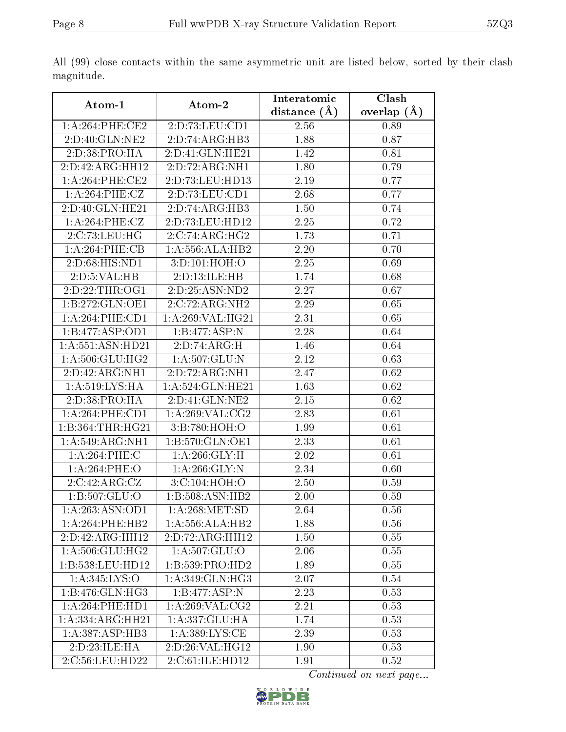All (99) close contacts within the same asymmetric unit are listed below, sorted by their clash magnitude.

| Atom-1 | Atom-2 | Interatomic distance (Å) | Clash overlap (Å) |
|---|---|---|---|
| 1:A:264:PHE:CE2 | 2:D:73:LEU:CD1 | 2.56 | 0.89 |
| 2:D:40:GLN:NE2 | 2:D:74:ARG:HB3 | 1.88 | 0.87 |
| 2:D:38:PRO:HA | 2:D:41:GLN:HE21 | 1.42 | 0.81 |
| 2:D:42:ARG:HH12 | 2:D:72:ARG:NH1 | 1.80 | 0.79 |
| 1:A:264:PHE:CE2 | 2:D:73:LEU:HD13 | 2.19 | 0.77 |
| 1:A:264:PHE:CZ | 2:D:73:LEU:CD1 | 2.68 | 0.77 |
| 2:D:40:GLN:HE21 | 2:D:74:ARG:HB3 | 1.50 | 0.74 |
| 1:A:264:PHE:CZ | 2:D:73:LEU:HD12 | 2.25 | 0.72 |
| 2:C:73:LEU:HG | 2:C:74:ARG:HG2 | 1.73 | 0.71 |
| 1:A:264:PHE:CB | 1:A:556:ALA:HB2 | 2.20 | 0.70 |
| 2:D:68:HIS:ND1 | 3:D:101:HOH:O | 2.25 | 0.69 |
| 2:D:5:VAL:HB | 2:D:13:ILE:HB | 1.74 | 0.68 |
| 2:D:22:THR:OG1 | 2:D:25:ASN:ND2 | 2.27 | 0.67 |
| 1:B:272:GLN:OE1 | 2:C:72:ARG:NH2 | 2.29 | 0.65 |
| 1:A:264:PHE:CD1 | 1:A:269:VAL:HG21 | 2.31 | 0.65 |
| 1:B:477:ASP:OD1 | 1:B:477:ASP:N | 2.28 | 0.64 |
| 1:A:551:ASN:HD21 | 2:D:74:ARG:H | 1.46 | 0.64 |
| 1:A:506:GLU:HG2 | 1:A:507:GLU:N | 2.12 | 0.63 |
| 2:D:42:ARG:NH1 | 2:D:72:ARG:NH1 | 2.47 | 0.62 |
| 1:A:519:LYS:HA | 1:A:524:GLN:HE21 | 1.63 | 0.62 |
| 2:D:38:PRO:HA | 2:D:41:GLN:NE2 | 2.15 | 0.62 |
| 1:A:264:PHE:CD1 | 1:A:269:VAL:CG2 | 2.83 | 0.61 |
| 1:B:364:THR:HG21 | 3:B:780:HOH:O | 1.99 | 0.61 |
| 1:A:549:ARG:NH1 | 1:B:570:GLN:OE1 | 2.33 | 0.61 |
| 1:A:264:PHE:C | 1:A:266:GLY:H | 2.02 | 0.61 |
| 1:A:264:PHE:O | 1:A:266:GLY:N | 2.34 | 0.60 |
| 2:C:42:ARG:CZ | 3:C:104:HOH:O | 2.50 | 0.59 |
| 1:B:507:GLU:O | 1:B:508:ASN:HB2 | 2.00 | 0.59 |
| 1:A:263:ASN:OD1 | 1:A:268:MET:SD | 2.64 | 0.56 |
| 1:A:264:PHE:HB2 | 1:A:556:ALA:HB2 | 1.88 | 0.56 |
| 2:D:42:ARG:HH12 | 2:D:72:ARG:HH12 | 1.50 | 0.55 |
| 1:A:506:GLU:HG2 | 1:A:507:GLU:O | 2.06 | 0.55 |
| 1:B:538:LEU:HD12 | 1:B:539:PRO:HD2 | 1.89 | 0.55 |
| 1:A:345:LYS:O | 1:A:349:GLN:HG3 | 2.07 | 0.54 |
| 1:B:476:GLN:HG3 | 1:B:477:ASP:N | 2.23 | 0.53 |
| 1:A:264:PHE:HD1 | 1:A:269:VAL:CG2 | 2.21 | 0.53 |
| 1:A:334:ARG:HH21 | 1:A:337:GLU:HA | 1.74 | 0.53 |
| 1:A:387:ASP:HB3 | 1:A:389:LYS:CE | 2.39 | 0.53 |
| 2:D:23:ILE:HA | 2:D:26:VAL:HG12 | 1.90 | 0.53 |
| 2:C:56:LEU:HD22 | 2:C:61:ILE:HD12 | 1.91 | 0.52 |

*Continued on next page...*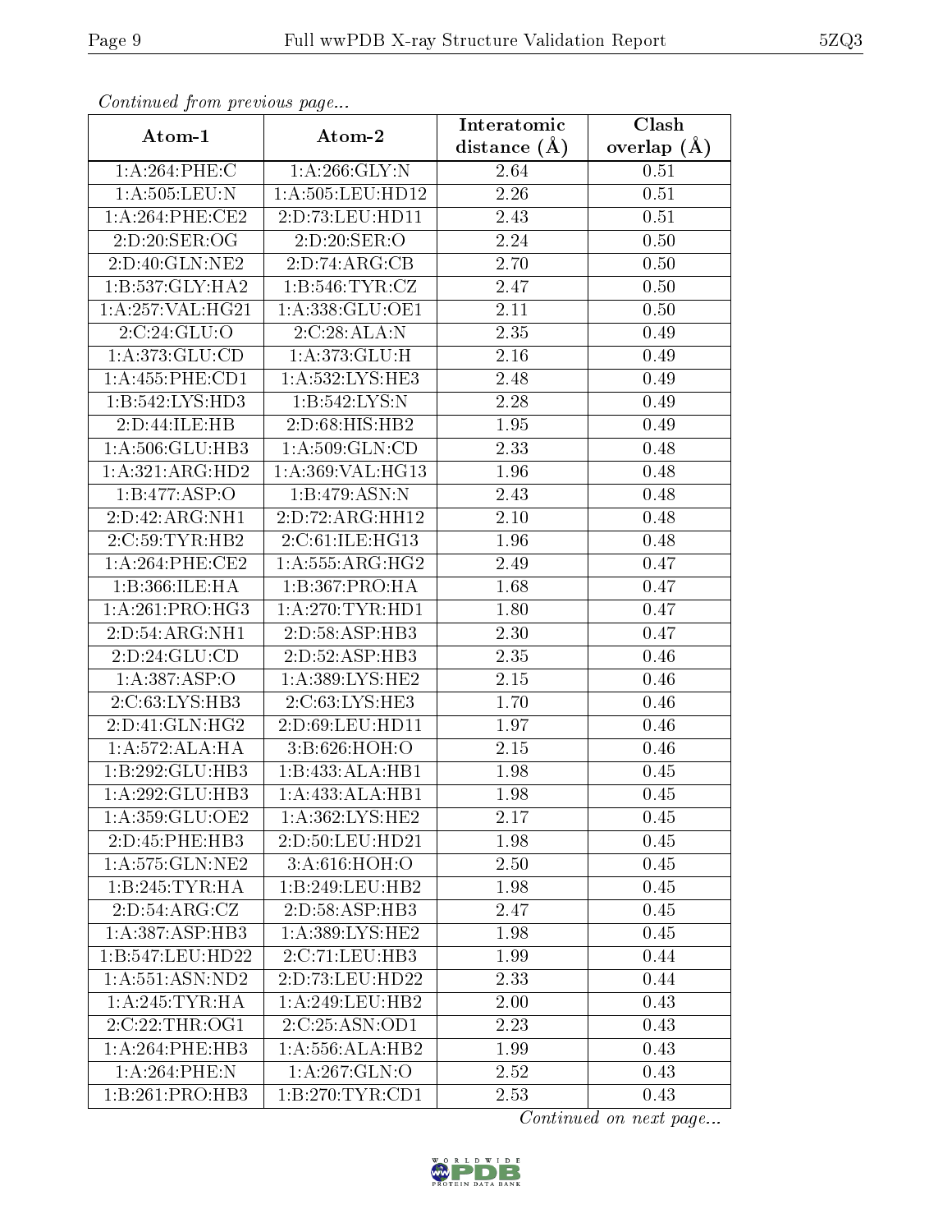*Continued from previous page...*

| Atom-1 | Atom-2 | Interatomic distance (Å) | Clash overlap (Å) |
|---|---|---|---|
| 1:A:264:PHE:C | 1:A:266:GLY:N | 2.64 | 0.51 |
| 1:A:505:LEU:N | 1:A:505:LEU:HD12 | 2.26 | 0.51 |
| 1:A:264:PHE:CE2 | 2:D:73:LEU:HD11 | 2.43 | 0.51 |
| 2:D:20:SER:OG | 2:D:20:SER:O | 2.24 | 0.50 |
| 2:D:40:GLN:NE2 | 2:D:74:ARG:CB | 2.70 | 0.50 |
| 1:B:537:GLY:HA2 | 1:B:546:TYR:CZ | 2.47 | 0.50 |
| 1:A:257:VAL:HG21 | 1:A:338:GLU:OE1 | 2.11 | 0.50 |
| 2:C:24:GLU:O | 2:C:28:ALA:N | 2.35 | 0.49 |
| 1:A:373:GLU:CD | 1:A:373:GLU:H | 2.16 | 0.49 |
| 1:A:455:PHE:CD1 | 1:A:532:LYS:HE3 | 2.48 | 0.49 |
| 1:B:542:LYS:HD3 | 1:B:542:LYS:N | 2.28 | 0.49 |
| 2:D:44:ILE:HB | 2:D:68:HIS:HB2 | 1.95 | 0.49 |
| 1:A:506:GLU:HB3 | 1:A:509:GLN:CD | 2.33 | 0.48 |
| 1:A:321:ARG:HD2 | 1:A:369:VAL:HG13 | 1.96 | 0.48 |
| 1:B:477:ASP:O | 1:B:479:ASN:N | 2.43 | 0.48 |
| 2:D:42:ARG:NH1 | 2:D:72:ARG:HH12 | 2.10 | 0.48 |
| 2:C:59:TYR:HB2 | 2:C:61:ILE:HG13 | 1.96 | 0.48 |
| 1:A:264:PHE:CE2 | 1:A:555:ARG:HG2 | 2.49 | 0.47 |
| 1:B:366:ILE:HA | 1:B:367:PRO:HA | 1.68 | 0.47 |
| 1:A:261:PRO:HG3 | 1:A:270:TYR:HD1 | 1.80 | 0.47 |
| 2:D:54:ARG:NH1 | 2:D:58:ASP:HB3 | 2.30 | 0.47 |
| 2:D:24:GLU:CD | 2:D:52:ASP:HB3 | 2.35 | 0.46 |
| 1:A:387:ASP:O | 1:A:389:LYS:HE2 | 2.15 | 0.46 |
| 2:C:63:LYS:HB3 | 2:C:63:LYS:HE3 | 1.70 | 0.46 |
| 2:D:41:GLN:HG2 | 2:D:69:LEU:HD11 | 1.97 | 0.46 |
| 1:A:572:ALA:HA | 3:B:626:HOH:O | 2.15 | 0.46 |
| 1:B:292:GLU:HB3 | 1:B:433:ALA:HB1 | 1.98 | 0.45 |
| 1:A:292:GLU:HB3 | 1:A:433:ALA:HB1 | 1.98 | 0.45 |
| 1:A:359:GLU:OE2 | 1:A:362:LYS:HE2 | 2.17 | 0.45 |
| 2:D:45:PHE:HB3 | 2:D:50:LEU:HD21 | 1.98 | 0.45 |
| 1:A:575:GLN:NE2 | 3:A:616:HOH:O | 2.50 | 0.45 |
| 1:B:245:TYR:HA | 1:B:249:LEU:HB2 | 1.98 | 0.45 |
| 2:D:54:ARG:CZ | 2:D:58:ASP:HB3 | 2.47 | 0.45 |
| 1:A:387:ASP:HB3 | 1:A:389:LYS:HE2 | 1.98 | 0.45 |
| 1:B:547:LEU:HD22 | 2:C:71:LEU:HB3 | 1.99 | 0.44 |
| 1:A:551:ASN:ND2 | 2:D:73:LEU:HD22 | 2.33 | 0.44 |
| 1:A:245:TYR:HA | 1:A:249:LEU:HB2 | 2.00 | 0.43 |
| 2:C:22:THR:OG1 | 2:C:25:ASN:OD1 | 2.23 | 0.43 |
| 1:A:264:PHE:HB3 | 1:A:556:ALA:HB2 | 1.99 | 0.43 |
| 1:A:264:PHE:N | 1:A:267:GLN:O | 2.52 | 0.43 |
| 1:B:261:PRO:HB3 | 1:B:270:TYR:CD1 | 2.53 | 0.43 |

*Continued on next page...*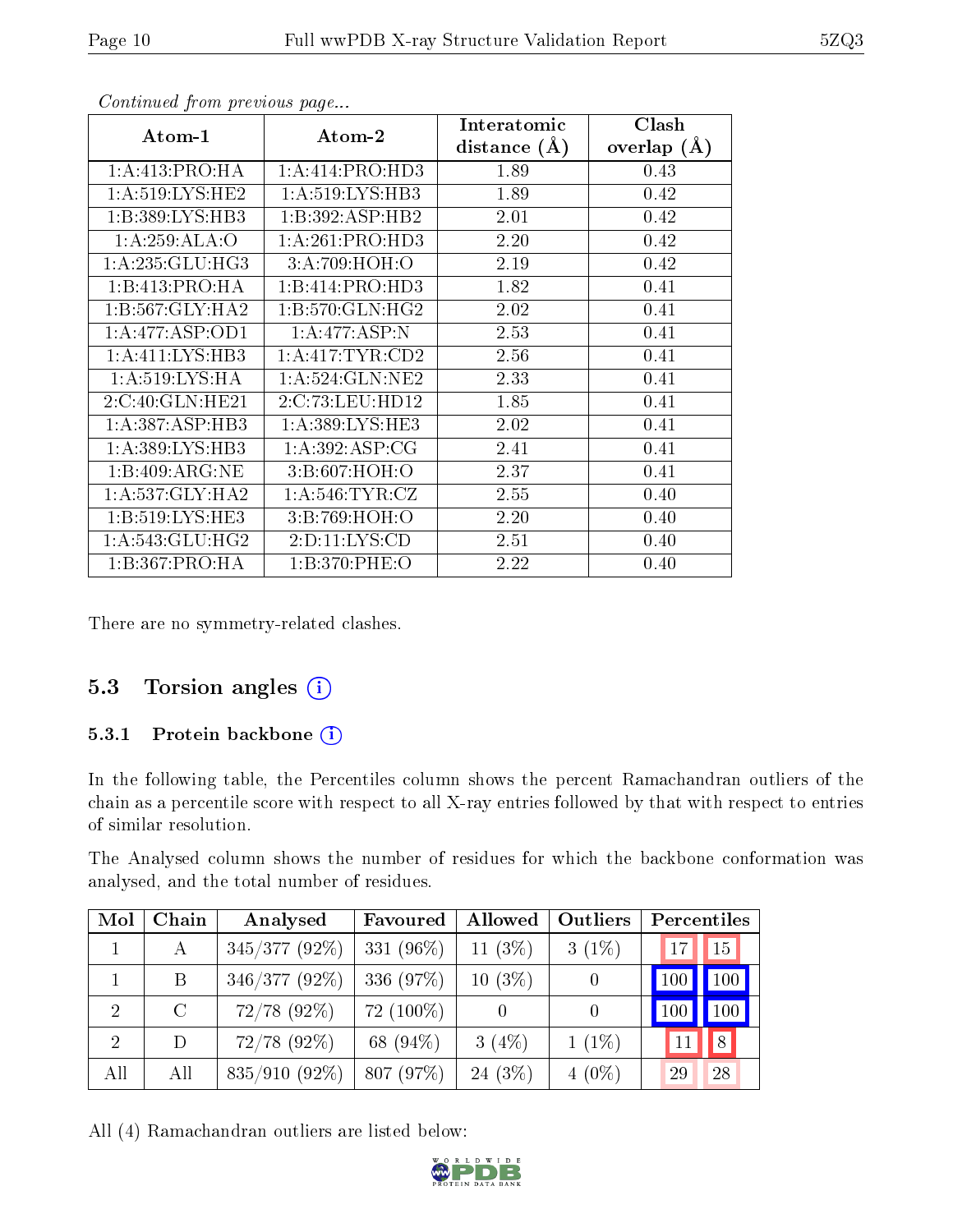*Continued from previous page...*

| Atom-1 | Atom-2 | Interatomic distance (Å) | Clash overlap (Å) |
|---|---|---|---|
| 1:A:413:PRO:HA | 1:A:414:PRO:HD3 | 1.89 | 0.43 |
| 1:A:519:LYS:HE2 | 1:A:519:LYS:HB3 | 1.89 | 0.42 |
| 1:B:389:LYS:HB3 | 1:B:392:ASP:HB2 | 2.01 | 0.42 |
| 1:A:259:ALA:O | 1:A:261:PRO:HD3 | 2.20 | 0.42 |
| 1:A:235:GLU:HG3 | 3:A:709:HOH:O | 2.19 | 0.42 |
| 1:B:413:PRO:HA | 1:B:414:PRO:HD3 | 1.82 | 0.41 |
| 1:B:567:GLY:HA2 | 1:B:570:GLN:HG2 | 2.02 | 0.41 |
| 1:A:477:ASP:OD1 | 1:A:477:ASP:N | 2.53 | 0.41 |
| 1:A:411:LYS:HB3 | 1:A:417:TYR:CD2 | 2.56 | 0.41 |
| 1:A:519:LYS:HA | 1:A:524:GLN:NE2 | 2.33 | 0.41 |
| 2:C:40:GLN:HE21 | 2:C:73:LEU:HD12 | 1.85 | 0.41 |
| 1:A:387:ASP:HB3 | 1:A:389:LYS:HE3 | 2.02 | 0.41 |
| 1:A:389:LYS:HB3 | 1:A:392:ASP:CG | 2.41 | 0.41 |
| 1:B:409:ARG:NE | 3:B:607:HOH:O | 2.37 | 0.41 |
| 1:A:537:GLY:HA2 | 1:A:546:TYR:CZ | 2.55 | 0.40 |
| 1:B:519:LYS:HE3 | 3:B:769:HOH:O | 2.20 | 0.40 |
| 1:A:543:GLU:HG2 | 2:D:11:LYS:CD | 2.51 | 0.40 |
| 1:B:367:PRO:HA | 1:B:370:PHE:O | 2.22 | 0.40 |

There are no symmetry-related clashes.

## 5.3 Torsion angles

### 5.3.1 Protein backbone

In the following table, the Percentiles column shows the percent Ramachandran outliers of the chain as a percentile score with respect to all X-ray entries followed by that with respect to entries of similar resolution.

The Analysed column shows the number of residues for which the backbone conformation was analysed, and the total number of residues.

| Mol | Chain | Analysed | Favoured | Allowed | Outliers | Percentiles | |
|---|---|---|---|---|---|---|---|
| 1 | A | 345/377 (92%) | 331 (96%) | 11 (3%) | 3 (1%) | 17 | 15 |
| 1 | B | 346/377 (92%) | 336 (97%) | 10 (3%) | 0 | 100 | 100 |
| 2 | C | 72/78 (92%) | 72 (100%) | 0 | 0 | 100 | 100 |
| 2 | D | 72/78 (92%) | 68 (94%) | 3 (4%) | 1 (1%) | 11 | 8 |
| All | All | 835/910 (92%) | 807 (97%) | 24 (3%) | 4 (0%) | 29 | 28 |

All (4) Ramachandran outliers are listed below: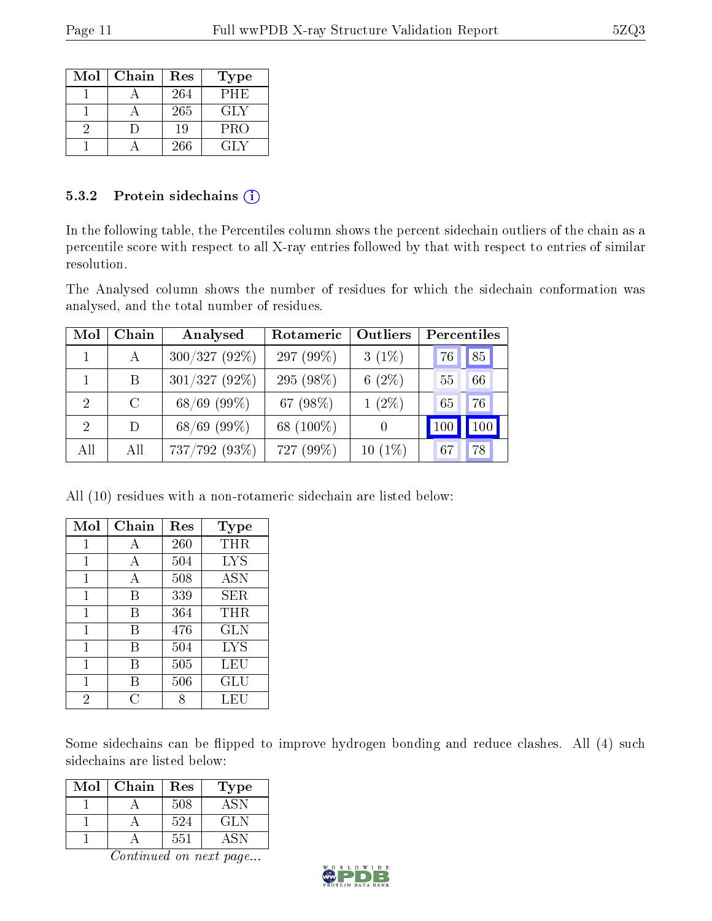| Mol | Chain | Res | Type |
|---|---|---|---|
| 1 | A | 264 | PHE |
| 1 | A | 265 | GLY |
| 2 | D | 19 | PRO |
| 1 | A | 266 | GLY |

### 5.3.2 Protein sidechains

In the following table, the Percentiles column shows the percent sidechain outliers of the chain as a percentile score with respect to all X-ray entries followed by that with respect to entries of similar resolution.

The Analysed column shows the number of residues for which the sidechain conformation was analysed, and the total number of residues.

| Mol | Chain | Analysed | Rotameric | Outliers | Percentiles | |
|---|---|---|---|---|---|---|
| 1 | A | 300/327 (92%) | 297 (99%) | 3 (1%) | 76 | 85 |
| 1 | B | 301/327 (92%) | 295 (98%) | 6 (2%) | 55 | 66 |
| 2 | C | 68/69 (99%) | 67 (98%) | 1 (2%) | 65 | 76 |
| 2 | D | 68/69 (99%) | 68 (100%) | 0 | 100 | 100 |
| All | All | 737/792 (93%) | 727 (99%) | 10 (1%) | 67 | 78 |

All (10) residues with a non-rotameric sidechain are listed below:

| Mol | Chain | Res | Type |
|---|---|---|---|
| 1 | A | 260 | THR |
| 1 | A | 504 | LYS |
| 1 | A | 508 | ASN |
| 1 | B | 339 | SER |
| 1 | B | 364 | THR |
| 1 | B | 476 | GLN |
| 1 | B | 504 | LYS |
| 1 | B | 505 | LEU |
| 1 | B | 506 | GLU |
| 2 | C | 8 | LEU |

Some sidechains can be flipped to improve hydrogen bonding and reduce clashes. All (4) such sidechains are listed below:

| Mol | Chain | Res | Type |
|---|---|---|---|
| 1 | A | 508 | ASN |
| 1 | A | 524 | GLN |
| 1 | A | 551 | ASN |

*Continued on next page...*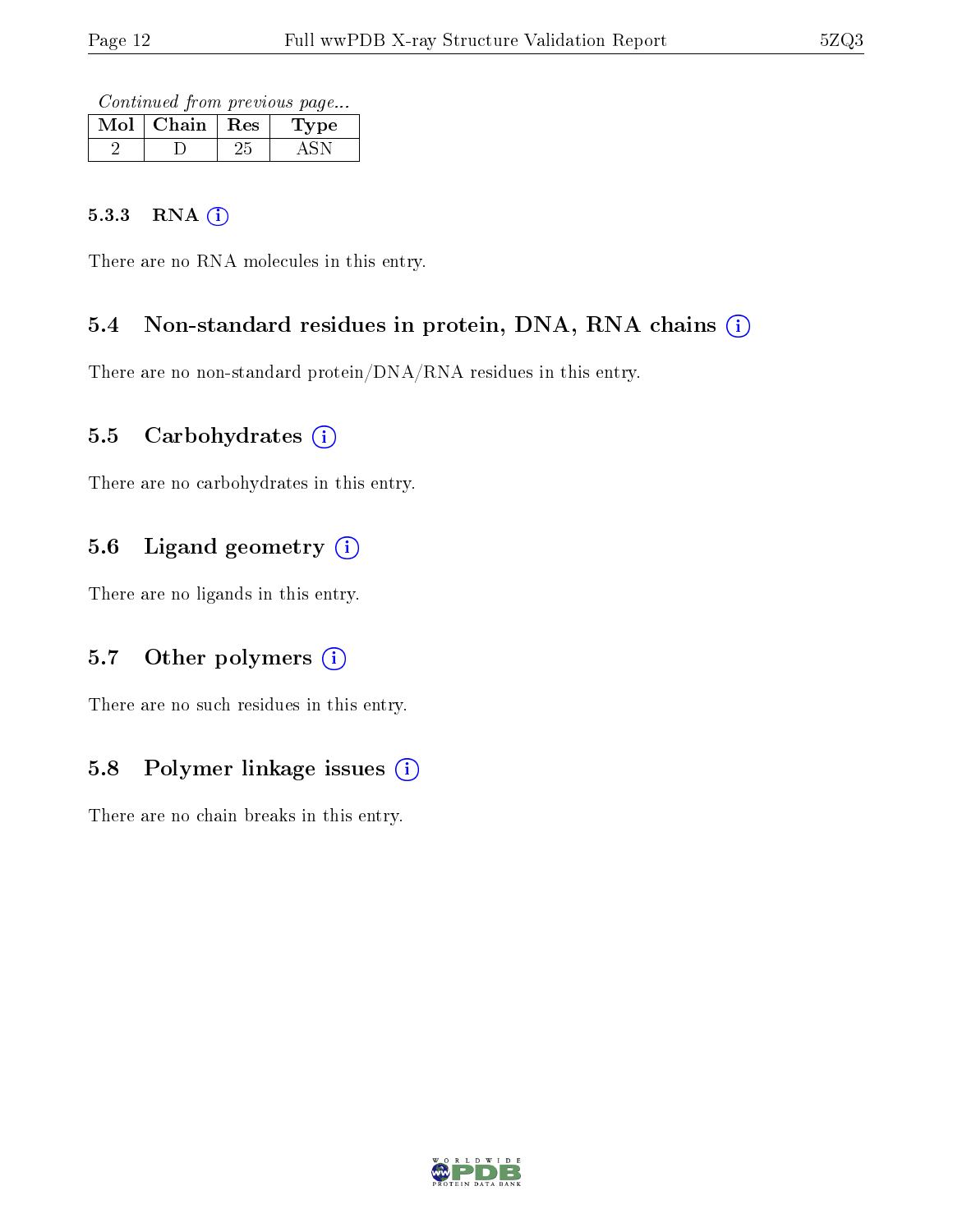*Continued from previous page...*

| Mol | Chain | Res | Type |
|---|---|---|---|
| 2 | D | 25 | ASN |

#### 5.3.3 RNA

There are no RNA molecules in this entry.

### 5.4 Non-standard residues in protein, DNA, RNA chains

There are no non-standard protein/DNA/RNA residues in this entry.

### 5.5 Carbohydrates

There are no carbohydrates in this entry.

### 5.6 Ligand geometry

There are no ligands in this entry.

### 5.7 Other polymers

There are no such residues in this entry.

### 5.8 Polymer linkage issues

There are no chain breaks in this entry.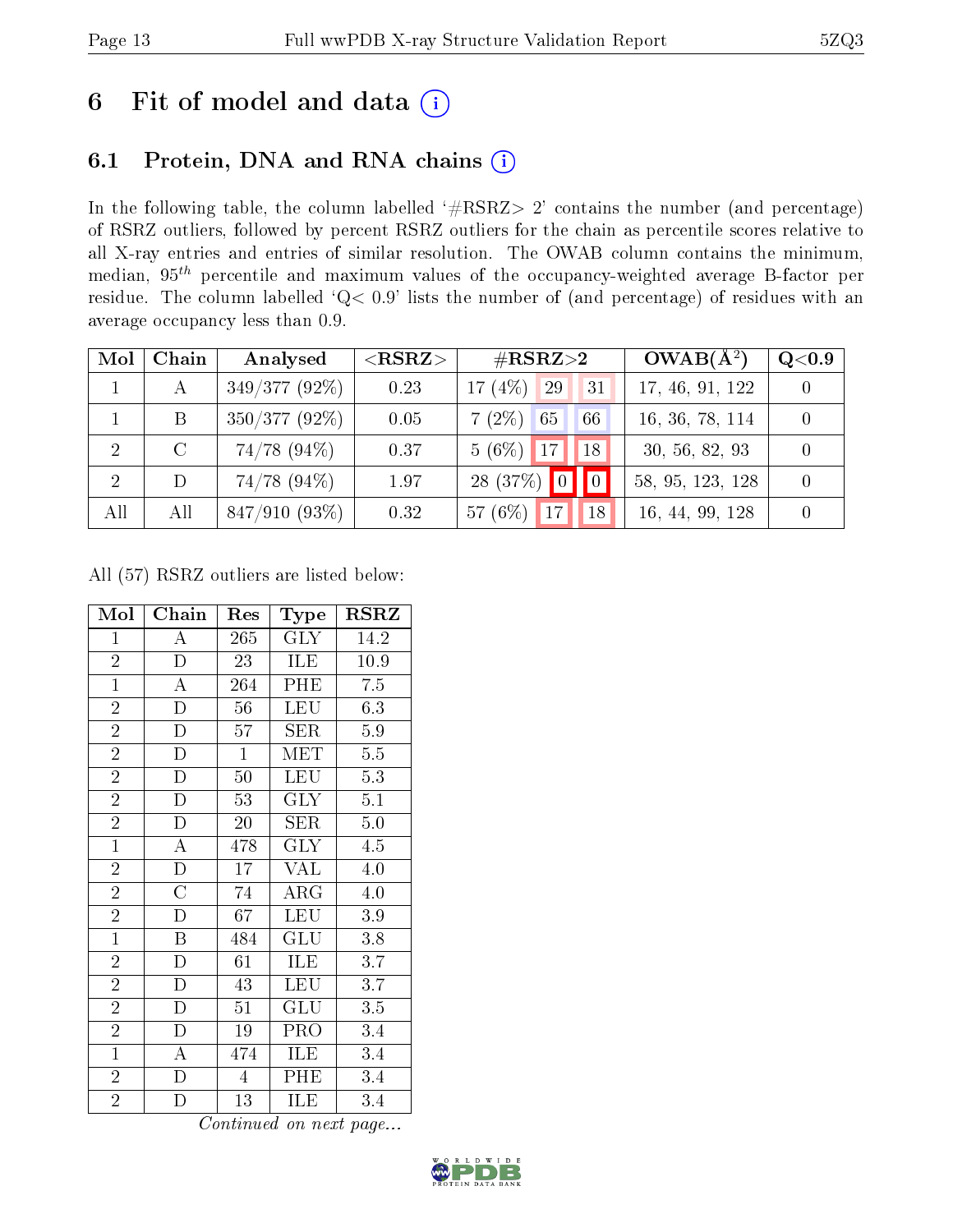# 6 Fit of model and data (i)

## 6.1 Protein, DNA and RNA chains (i)

In the following table, the column labelled '#RSRZ> 2' contains the number (and percentage) of RSRZ outliers, followed by percent RSRZ outliers for the chain as percentile scores relative to all X-ray entries and entries of similar resolution. The OWAB column contains the minimum, median, $95^{th}$ percentile and maximum values of the occupancy-weighted average B-factor per residue. The column labelled 'Q< 0.9' lists the number of (and percentage) of residues with an average occupancy less than 0.9.

| Mol | Chain | Analysed | <RSRZ> | #RSRZ>2 | | | OWAB(Å$^2$) | Q<0.9 |
|---|---|---|---|---|---|---|---|---|
| 1 | A | 349/377 (92%) | 0.23 | 17 (4%) | 29 | 31 | 17, 46, 91, 122 | 0 |
| 1 | B | 350/377 (92%) | 0.05 | 7 (2%) | 65 | 66 | 16, 36, 78, 114 | 0 |
| 2 | C | 74/78 (94%) | 0.37 | 5 (6%) | 17 | 18 | 30, 56, 82, 93 | 0 |
| 2 | D | 74/78 (94%) | 1.97 | 28 (37%) | 0 | 0 | 58, 95, 123, 128 | 0 |
| All | All | 847/910 (93%) | 0.32 | 57 (6%) | 17 | 18 | 16, 44, 99, 128 | 0 |

All (57) RSRZ outliers are listed below:

| Mol | Chain | Res | Type | RSRZ |
|---|---|---|---|---|
| 1 | A | 265 | GLY | 14.2 |
| 2 | D | 23 | ILE | 10.9 |
| 1 | A | 264 | PHE | 7.5 |
| 2 | D | 56 | LEU | 6.3 |
| 2 | D | 57 | SER | 5.9 |
| 2 | D | 1 | MET | 5.5 |
| 2 | D | 50 | LEU | 5.3 |
| 2 | D | 53 | GLY | 5.1 |
| 2 | D | 20 | SER | 5.0 |
| 1 | A | 478 | GLY | 4.5 |
| 2 | D | 17 | VAL | 4.0 |
| 2 | C | 74 | ARG | 4.0 |
| 2 | D | 67 | LEU | 3.9 |
| 1 | B | 484 | GLU | 3.8 |
| 2 | D | 61 | ILE | 3.7 |
| 2 | D | 43 | LEU | 3.7 |
| 2 | D | 51 | GLU | 3.5 |
| 2 | D | 19 | PRO | 3.4 |
| 1 | A | 474 | ILE | 3.4 |
| 2 | D | 4 | PHE | 3.4 |
| 2 | D | 13 | ILE | 3.4 |

*Continued on next page...*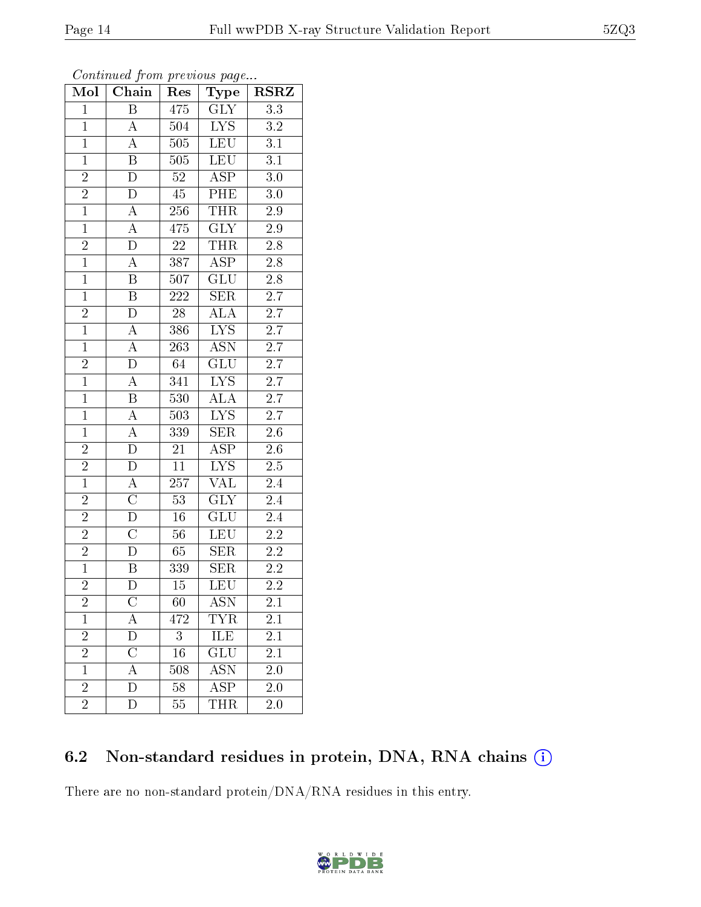*Continued from previous page...*

| Mol | Chain | Res | Type | RSRZ |
|---|---|---|---|---|
| 1 | B | 475 | GLY | 3.3 |
| 1 | A | 504 | LYS | 3.2 |
| 1 | A | 505 | LEU | 3.1 |
| 1 | B | 505 | LEU | 3.1 |
| 2 | D | 52 | ASP | 3.0 |
| 2 | D | 45 | PHE | 3.0 |
| 1 | A | 256 | THR | 2.9 |
| 1 | A | 475 | GLY | 2.9 |
| 2 | D | 22 | THR | 2.8 |
| 1 | A | 387 | ASP | 2.8 |
| 1 | B | 507 | GLU | 2.8 |
| 1 | B | 222 | SER | 2.7 |
| 2 | D | 28 | ALA | 2.7 |
| 1 | A | 386 | LYS | 2.7 |
| 1 | A | 263 | ASN | 2.7 |
| 2 | D | 64 | GLU | 2.7 |
| 1 | A | 341 | LYS | 2.7 |
| 1 | B | 530 | ALA | 2.7 |
| 1 | A | 503 | LYS | 2.7 |
| 1 | A | 339 | SER | 2.6 |
| 2 | D | 21 | ASP | 2.6 |
| 2 | D | 11 | LYS | 2.5 |
| 1 | A | 257 | VAL | 2.4 |
| 2 | C | 53 | GLY | 2.4 |
| 2 | D | 16 | GLU | 2.4 |
| 2 | C | 56 | LEU | 2.2 |
| 2 | D | 65 | SER | 2.2 |
| 1 | B | 339 | SER | 2.2 |
| 2 | D | 15 | LEU | 2.2 |
| 2 | C | 60 | ASN | 2.1 |
| 1 | A | 472 | TYR | 2.1 |
| 2 | D | 3 | ILE | 2.1 |
| 2 | C | 16 | GLU | 2.1 |
| 1 | A | 508 | ASN | 2.0 |
| 2 | D | 58 | ASP | 2.0 |
| 2 | D | 55 | THR | 2.0 |

### 6.2 Non-standard residues in protein, DNA, RNA chains

There are no non-standard protein/DNA/RNA residues in this entry.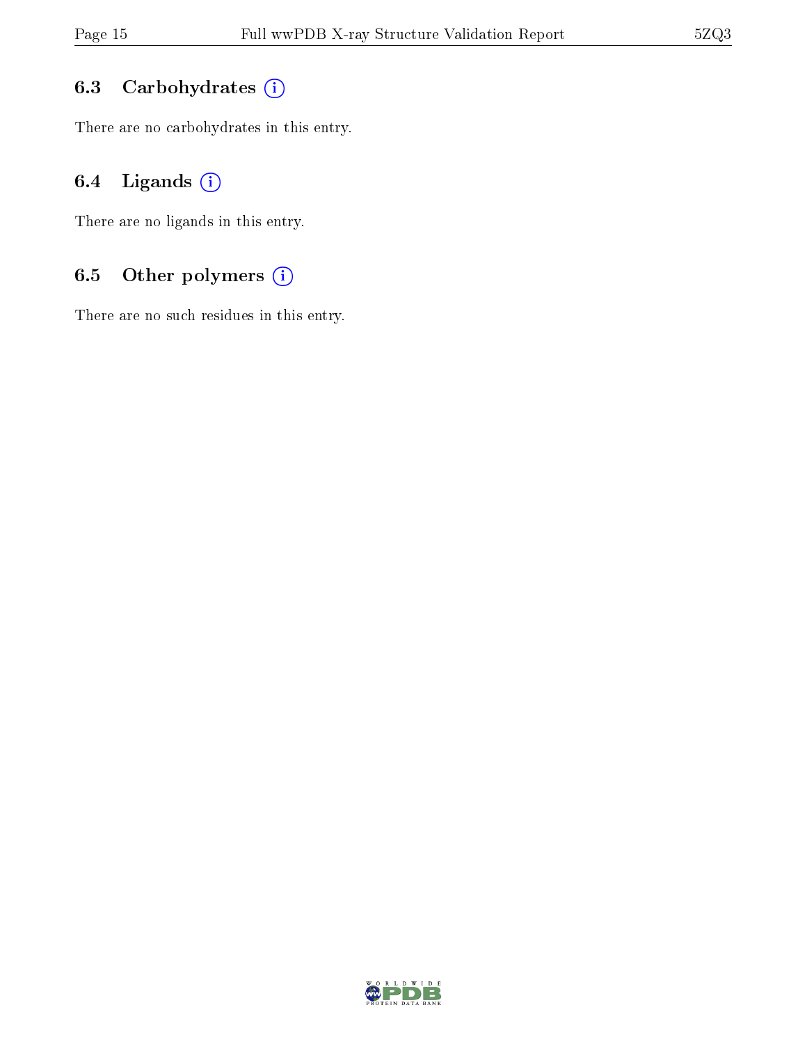## 6.3 Carbohydrates

There are no carbohydrates in this entry.

## 6.4 Ligands

There are no ligands in this entry.

## 6.5 Other polymers

There are no such residues in this entry.